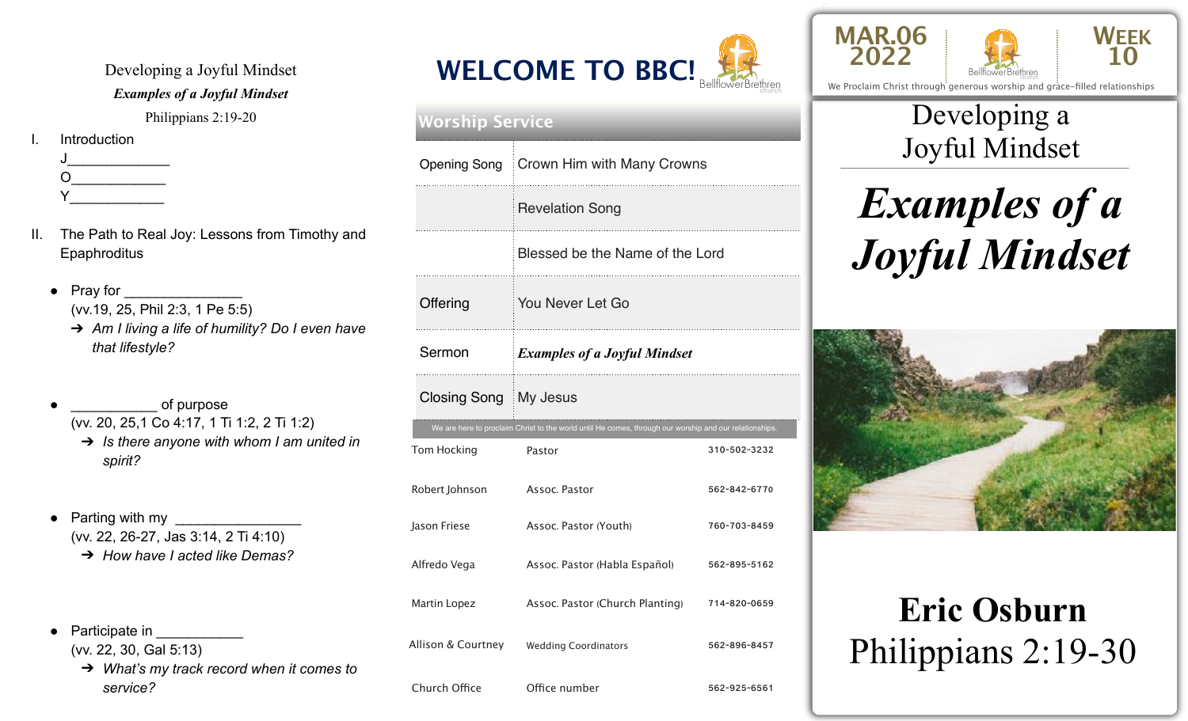Developing a Joyful Mindset

***Examples of a Joyful Mindset***

Philippians 2:19-20

I. Introduction

J_____________

O____________

Y____________

II. The Path to Real Joy: Lessons from Timothy and Epaphroditus

- Pray for _______________
  (vv.19, 25, Phil 2:3, 1 Pe 5:5)
  - ➔ *Am I living a life of humility? Do I even have that lifestyle?*

- ___________ of purpose
  (vv. 20, 25,1 Co 4:17, 1 Ti 1:2, 2 Ti 1:2)
  - ➔ *Is there anyone with whom I am united in spirit?*

- Parting with my ________________
  (vv. 22, 26-27, Jas 3:14, 2 Ti 4:10)
  - ➔ *How have I acted like Demas?*

- Participate in ___________
  (vv. 22, 30, Gal 5:13)
  - ➔ *What's my track record when it comes to service?*

# WELCOME TO BBC!

BellflowerBrethren church

## Worship Service

| | |
|---|---|
| Opening Song | Crown Him with Many Crowns |
| | Revelation Song |
| | Blessed be the Name of the Lord |
| Offering | You Never Let Go |
| Sermon | ***Examples of a Joyful Mindset*** |
| Closing Song | My Jesus |

We are here to proclaim Christ to the world until He comes, through our worship and our relationships.

| | | |
|---|---|---|
| Tom Hocking | Pastor | 310-502-3232 |
| Robert Johnson | Assoc. Pastor | 562-842-6770 |
| Jason Friese | Assoc. Pastor (Youth) | 760-703-8459 |
| Alfredo Vega | Assoc. Pastor (Habla Español) | 562-895-5162 |
| Martin Lopez | Assoc. Pastor (Church Planting) | 714-820-0659 |
| Allison & Courtney | Wedding Coordinators | 562-896-8457 |
| Church Office | Office number | 562-925-6561 |

MAR.06 2022 | BellflowerBrethren church | WEEK 10

We Proclaim Christ through generous worship and grace-filled relationships

# Developing a Joyful Mindset

# ***Examples of a Joyful Mindset***

**Eric Osburn**

Philippians 2:19-30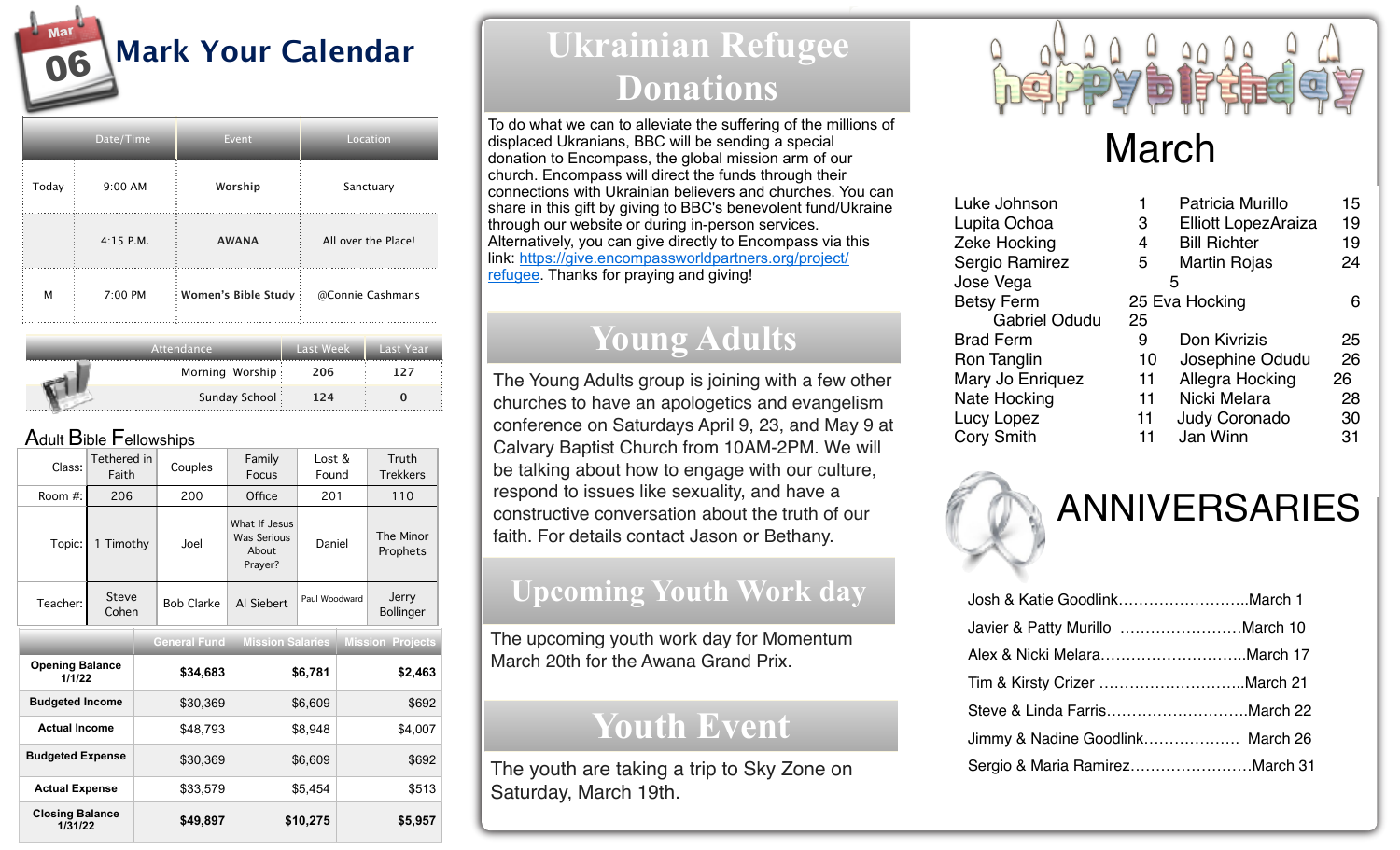# Mark Your Calendar

| Date/Time | | Event | Location |
|---|---|---|---|
| Today | 9:00 AM | Worship | Sanctuary |
| | 4:15 P.M. | AWANA | All over the Place! |
| M | 7:00 PM | Women's Bible Study | @Connie Cashmans |

| Attendance | Last Week | Last Year |
|---|---|---|
| Morning Worship | 206 | 127 |
| Sunday School | 124 | 0 |

## Adult Bible Fellowships

| Class: | Tethered in Faith | Couples | Family Focus | Lost & Found | Truth Trekkers |
|---|---|---|---|---|---|
| Room #: | 206 | 200 | Office | 201 | 110 |
| Topic: | 1 Timothy | Joel | What If Jesus Was Serious About Prayer? | Daniel | The Minor Prophets |
| Teacher: | Steve Cohen | Bob Clarke | Al Siebert | Paul Woodward | Jerry Bollinger |

| | General Fund | Mission Salaries | Mission Projects |
|---|---|---|---|
| **Opening Balance 1/1/22** | **$34,683** | **$6,781** | **$2,463** |
| **Budgeted Income** | $30,369 | $6,609 | $692 |
| **Actual Income** | $48,793 | $8,948 | $4,007 |
| **Budgeted Expense** | $30,369 | $6,609 | $692 |
| **Actual Expense** | $33,579 | $5,454 | $513 |
| **Closing Balance 1/31/22** | **$49,897** | **$10,275** | **$5,957** |

## Ukrainian Refugee Donations

To do what we can to alleviate the suffering of the millions of displaced Ukranians, BBC will be sending a special donation to Encompass, the global mission arm of our church. Encompass will direct the funds through their connections with Ukrainian believers and churches. You can share in this gift by giving to BBC's benevolent fund/Ukraine through our website or during in-person services. Alternatively, you can give directly to Encompass via this link: https://give.encompassworldpartners.org/project/refugee. Thanks for praying and giving!

## Young Adults

The Young Adults group is joining with a few other churches to have an apologetics and evangelism conference on Saturdays April 9, 23, and May 9 at Calvary Baptist Church from 10AM-2PM. We will be talking about how to engage with our culture, respond to issues like sexuality, and have a constructive conversation about the truth of our faith. For details contact Jason or Bethany.

## Upcoming Youth Work day

The upcoming youth work day for Momentum March 20th for the Awana Grand Prix.

## Youth Event

The youth are taking a trip to Sky Zone on Saturday, March 19th.

# happy birthday

## March

| | | | |
|---|---|---|---|
| Luke Johnson | 1 | Patricia Murillo | 15 |
| Lupita Ochoa | 3 | Elliott LopezAraiza | 19 |
| Zeke Hocking | 4 | Bill Richter | 19 |
| Sergio Ramirez | 5 | Martin Rojas | 24 |
| Jose Vega | 5 | Eva Hocking | 6 |
| Betsy Ferm | 25 | | |
| Gabriel Odudu | 25 | | |
| Brad Ferm | 9 | Don Kivrizis | 25 |
| Ron Tanglin | 10 | Josephine Odudu | 26 |
| Mary Jo Enriquez | 11 | Allegra Hocking | 26 |
| Nate Hocking | 11 | Nicki Melara | 28 |
| Lucy Lopez | 11 | Judy Coronado | 30 |
| Cory Smith | 11 | Jan Winn | 31 |

# ANNIVERSARIES

Josh & Katie Goodlink……………………..March 1

Javier & Patty Murillo ……………………March 10

Alex & Nicki Melara………………………..March 17

Tim & Kirsty Crizer ………………………..March 21

Steve & Linda Farris……………………….March 22

Jimmy & Nadine Goodlink………………. March 26

Sergio & Maria Ramirez……………………March 31